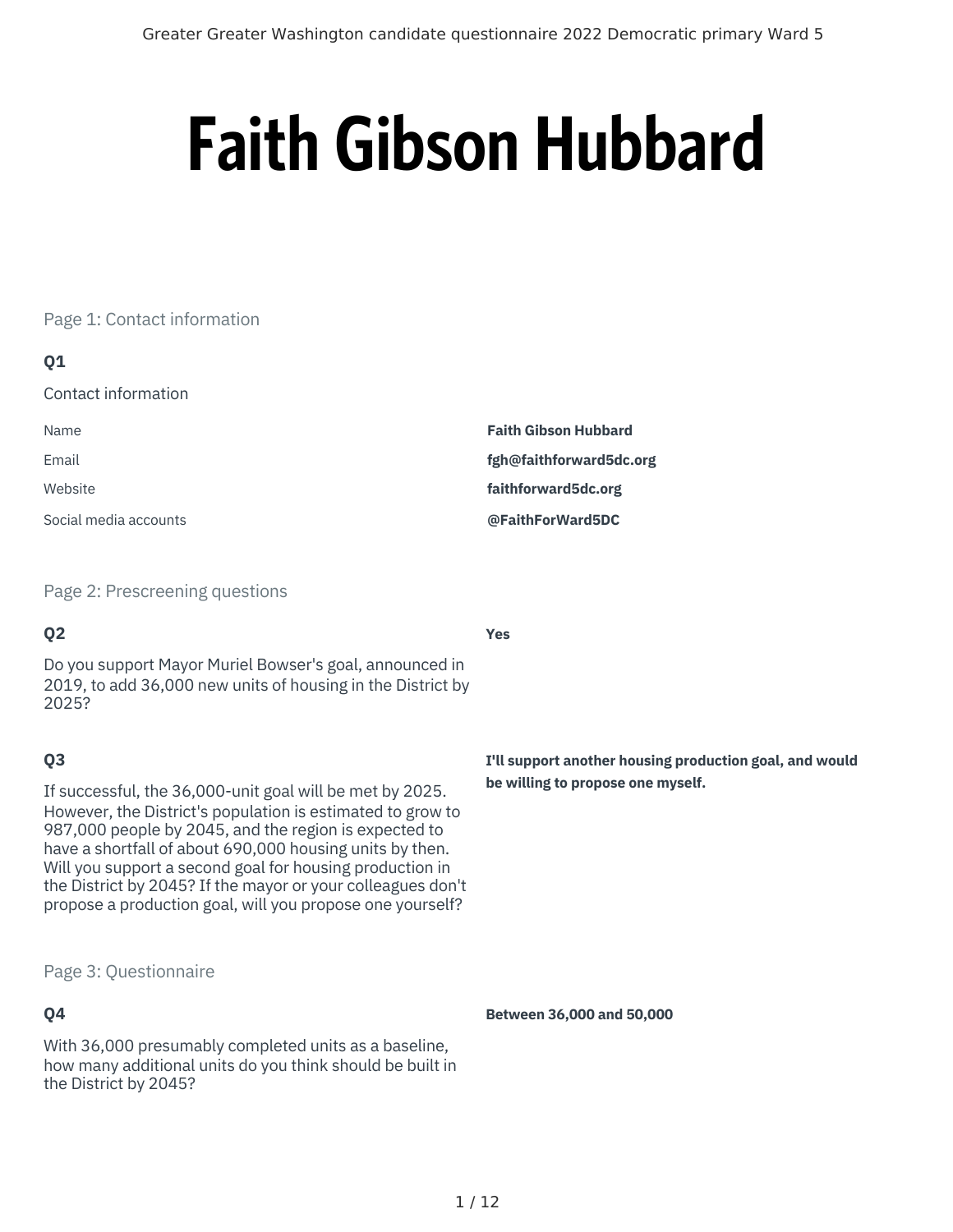# Faith Gibson Hubbard

## Page 1: Contact information

### Q1

Contact information

| | |
|---|---|
| Name | **Faith Gibson Hubbard** |
| Email | **fgh@faithforward5dc.org** |
| Website | **faithforward5dc.org** |
| Social media accounts | **@FaithForWard5DC** |

## Page 2: Prescreening questions

### Q2

Do you support Mayor Muriel Bowser's goal, announced in 2019, to add 36,000 new units of housing in the District by 2025?

**Yes**

### Q3

If successful, the 36,000-unit goal will be met by 2025. However, the District's population is estimated to grow to 987,000 people by 2045, and the region is expected to have a shortfall of about 690,000 housing units by then. Will you support a second goal for housing production in the District by 2045? If the mayor or your colleagues don't propose a production goal, will you propose one yourself?

**I'll support another housing production goal, and would be willing to propose one myself.**

## Page 3: Questionnaire

### Q4

With 36,000 presumably completed units as a baseline, how many additional units do you think should be built in the District by 2045?

**Between 36,000 and 50,000**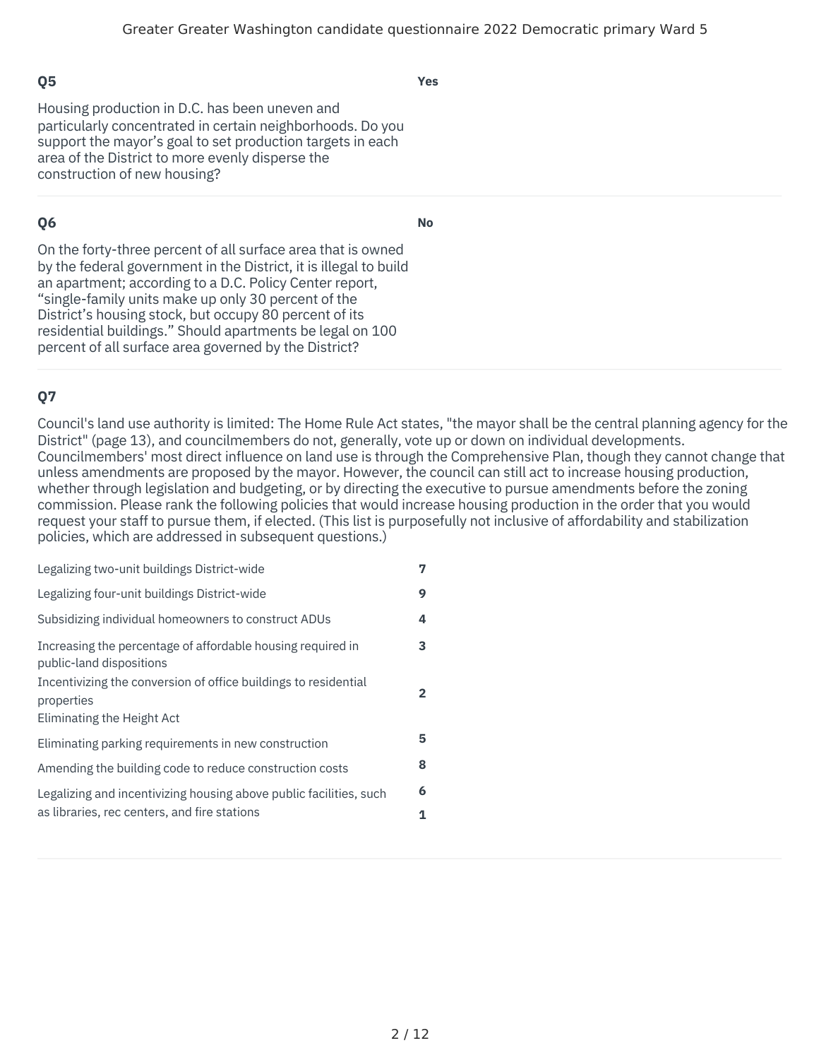### Q5

Housing production in D.C. has been uneven and particularly concentrated in certain neighborhoods. Do you support the mayor's goal to set production targets in each area of the District to more evenly disperse the construction of new housing?

**Yes**

### Q6

On the forty-three percent of all surface area that is owned by the federal government in the District, it is illegal to build an apartment; according to a D.C. Policy Center report, "single-family units make up only 30 percent of the District's housing stock, but occupy 80 percent of its residential buildings." Should apartments be legal on 100 percent of all surface area governed by the District?

**No**

### Q7

Council's land use authority is limited: The Home Rule Act states, "the mayor shall be the central planning agency for the District" (page 13), and councilmembers do not, generally, vote up or down on individual developments. Councilmembers' most direct influence on land use is through the Comprehensive Plan, though they cannot change that unless amendments are proposed by the mayor. However, the council can still act to increase housing production, whether through legislation and budgeting, or by directing the executive to pursue amendments before the zoning commission. Please rank the following policies that would increase housing production in the order that you would request your staff to pursue them, if elected. (This list is purposefully not inclusive of affordability and stabilization policies, which are addressed in subsequent questions.)

| Policy | Rank |
| --- | --- |
| Legalizing two-unit buildings District-wide | **7** |
| Legalizing four-unit buildings District-wide | **9** |
| Subsidizing individual homeowners to construct ADUs | **4** |
| Increasing the percentage of affordable housing required in public-land dispositions | **3** |
| Incentivizing the conversion of office buildings to residential properties | **2** |
| Eliminating the Height Act | **5** |
| Eliminating parking requirements in new construction | **8** |
| Amending the building code to reduce construction costs | **6** |
| Legalizing and incentivizing housing above public facilities, such as libraries, rec centers, and fire stations | **1** |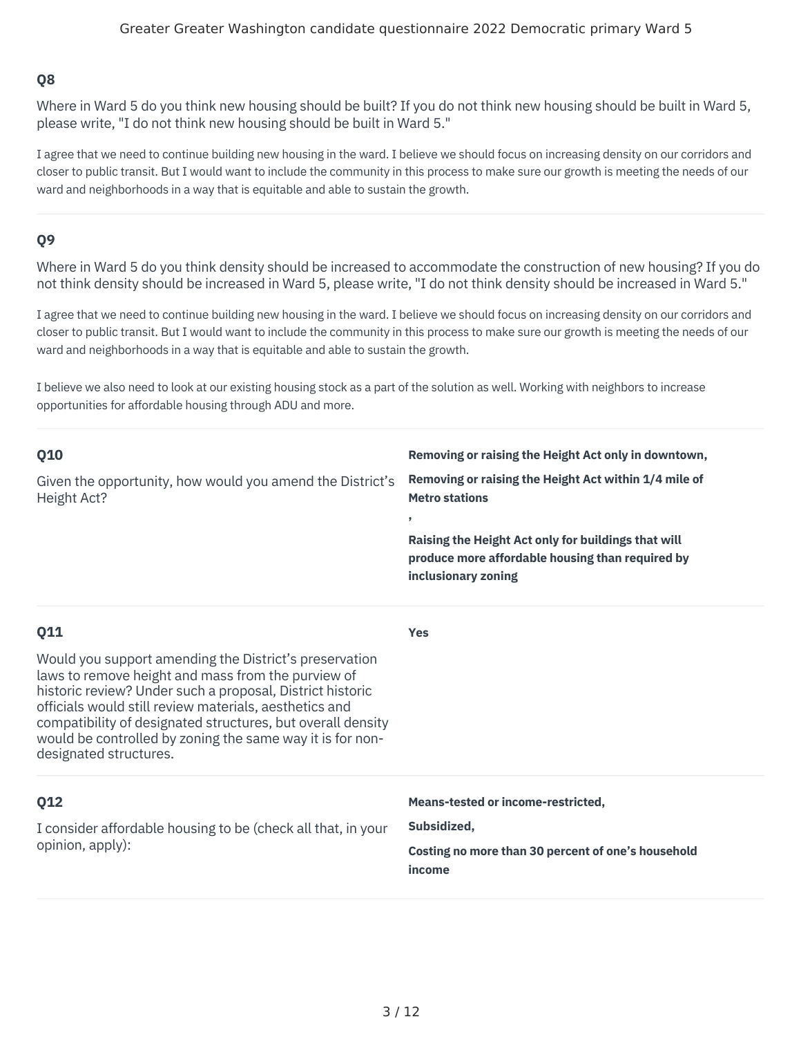## Q8

Where in Ward 5 do you think new housing should be built? If you do not think new housing should be built in Ward 5, please write, "I do not think new housing should be built in Ward 5."

I agree that we need to continue building new housing in the ward. I believe we should focus on increasing density on our corridors and closer to public transit. But I would want to include the community in this process to make sure our growth is meeting the needs of our ward and neighborhoods in a way that is equitable and able to sustain the growth.

---

## Q9

Where in Ward 5 do you think density should be increased to accommodate the construction of new housing? If you do not think density should be increased in Ward 5, please write, "I do not think density should be increased in Ward 5."

I agree that we need to continue building new housing in the ward. I believe we should focus on increasing density on our corridors and closer to public transit. But I would want to include the community in this process to make sure our growth is meeting the needs of our ward and neighborhoods in a way that is equitable and able to sustain the growth.

I believe we also need to look at our existing housing stock as a part of the solution as well. Working with neighbors to increase opportunities for affordable housing through ADU and more.

---

## Q10

Given the opportunity, how would you amend the District's Height Act?

**Removing or raising the Height Act only in downtown,**

**Removing or raising the Height Act within 1/4 mile of Metro stations**

**,**

**Raising the Height Act only for buildings that will produce more affordable housing than required by inclusionary zoning**

---

## Q11

Would you support amending the District's preservation laws to remove height and mass from the purview of historic review? Under such a proposal, District historic officials would still review materials, aesthetics and compatibility of designated structures, but overall density would be controlled by zoning the same way it is for non-designated structures.

**Yes**

---

## Q12

I consider affordable housing to be (check all that, in your opinion, apply):

**Means-tested or income-restricted,**

**Subsidized,**

**Costing no more than 30 percent of one's household income**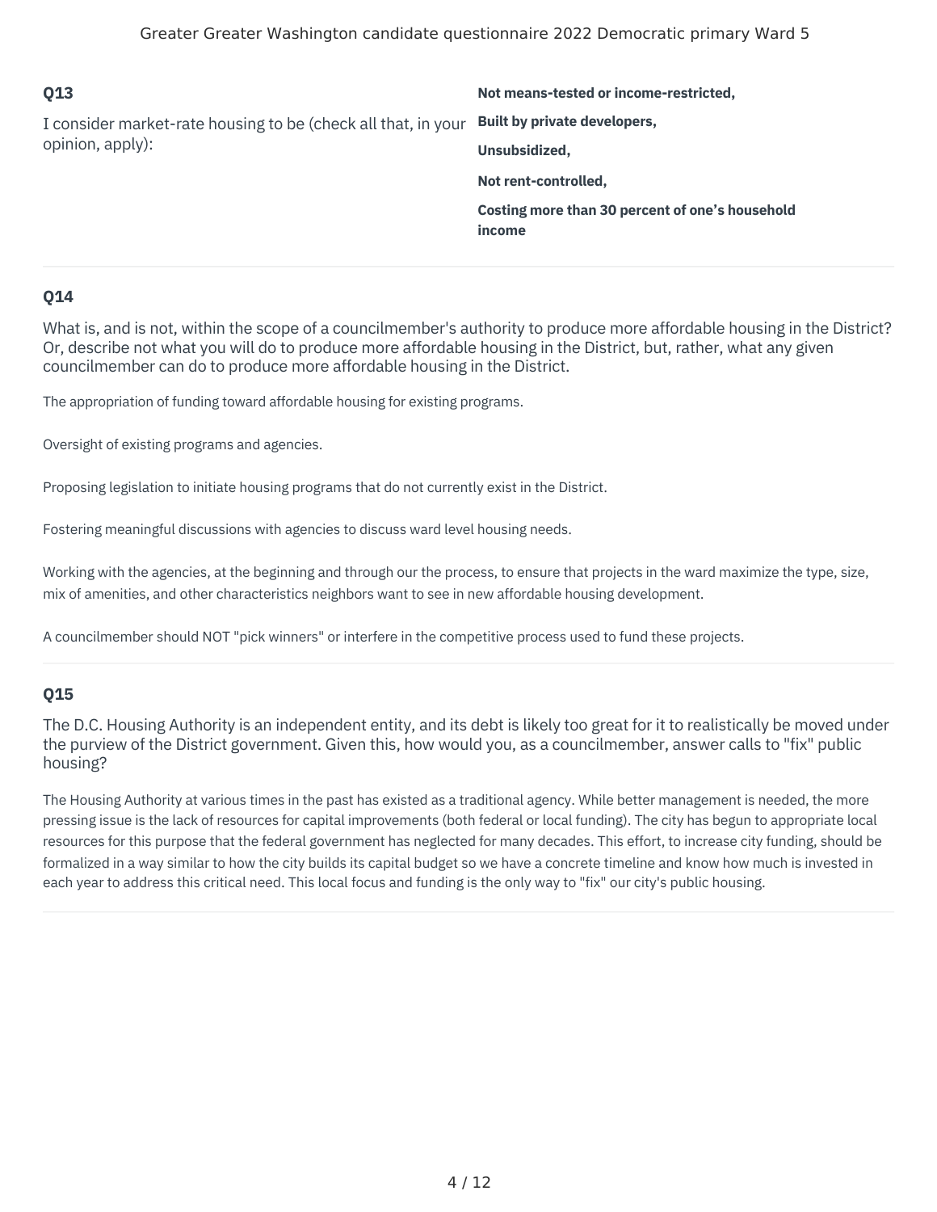### Q13

I consider market-rate housing to be (check all that, in your opinion, apply):

**Not means-tested or income-restricted,**

**Built by private developers,**

**Unsubsidized,**

**Not rent-controlled,**

**Costing more than 30 percent of one's household income**

---

### Q14

What is, and is not, within the scope of a councilmember's authority to produce more affordable housing in the District? Or, describe not what you will do to produce more affordable housing in the District, but, rather, what any given councilmember can do to produce more affordable housing in the District.

The appropriation of funding toward affordable housing for existing programs.

Oversight of existing programs and agencies.

Proposing legislation to initiate housing programs that do not currently exist in the District.

Fostering meaningful discussions with agencies to discuss ward level housing needs.

Working with the agencies, at the beginning and through our the process, to ensure that projects in the ward maximize the type, size, mix of amenities, and other characteristics neighbors want to see in new affordable housing development.

A councilmember should NOT "pick winners" or interfere in the competitive process used to fund these projects.

---

### Q15

The D.C. Housing Authority is an independent entity, and its debt is likely too great for it to realistically be moved under the purview of the District government. Given this, how would you, as a councilmember, answer calls to "fix" public housing?

The Housing Authority at various times in the past has existed as a traditional agency. While better management is needed, the more pressing issue is the lack of resources for capital improvements (both federal or local funding). The city has begun to appropriate local resources for this purpose that the federal government has neglected for many decades. This effort, to increase city funding, should be formalized in a way similar to how the city builds its capital budget so we have a concrete timeline and know how much is invested in each year to address this critical need. This local focus and funding is the only way to "fix" our city's public housing.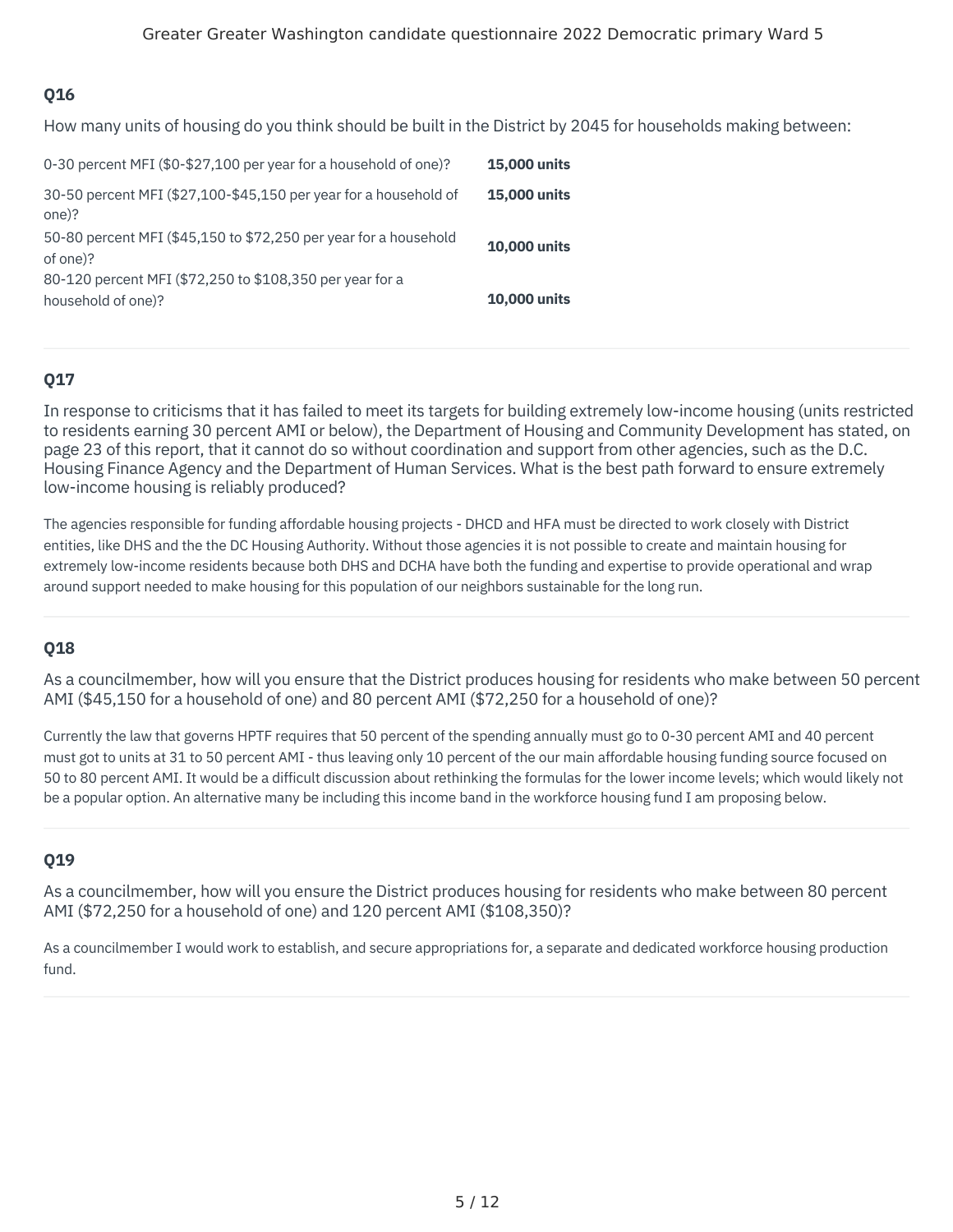### Q16

How many units of housing do you think should be built in the District by 2045 for households making between:

| | |
|---|---|
| 0-30 percent MFI ($0-$27,100 per year for a household of one)? | **15,000 units** |
| 30-50 percent MFI ($27,100-$45,150 per year for a household of one)? | **15,000 units** |
| 50-80 percent MFI ($45,150 to $72,250 per year for a household of one)? | **10,000 units** |
| 80-120 percent MFI ($72,250 to $108,350 per year for a household of one)? | **10,000 units** |

### Q17

In response to criticisms that it has failed to meet its targets for building extremely low-income housing (units restricted to residents earning 30 percent AMI or below), the Department of Housing and Community Development has stated, on page 23 of this report, that it cannot do so without coordination and support from other agencies, such as the D.C. Housing Finance Agency and the Department of Human Services. What is the best path forward to ensure extremely low-income housing is reliably produced?

The agencies responsible for funding affordable housing projects - DHCD and HFA must be directed to work closely with District entities, like DHS and the the DC Housing Authority. Without those agencies it is not possible to create and maintain housing for extremely low-income residents because both DHS and DCHA have both the funding and expertise to provide operational and wrap around support needed to make housing for this population of our neighbors sustainable for the long run.

### Q18

As a councilmember, how will you ensure that the District produces housing for residents who make between 50 percent AMI ($45,150 for a household of one) and 80 percent AMI ($72,250 for a household of one)?

Currently the law that governs HPTF requires that 50 percent of the spending annually must go to 0-30 percent AMI and 40 percent must got to units at 31 to 50 percent AMI - thus leaving only 10 percent of the our main affordable housing funding source focused on 50 to 80 percent AMI. It would be a difficult discussion about rethinking the formulas for the lower income levels; which would likely not be a popular option. An alternative many be including this income band in the workforce housing fund I am proposing below.

### Q19

As a councilmember, how will you ensure the District produces housing for residents who make between 80 percent AMI ($72,250 for a household of one) and 120 percent AMI ($108,350)?

As a councilmember I would work to establish, and secure appropriations for, a separate and dedicated workforce housing production fund.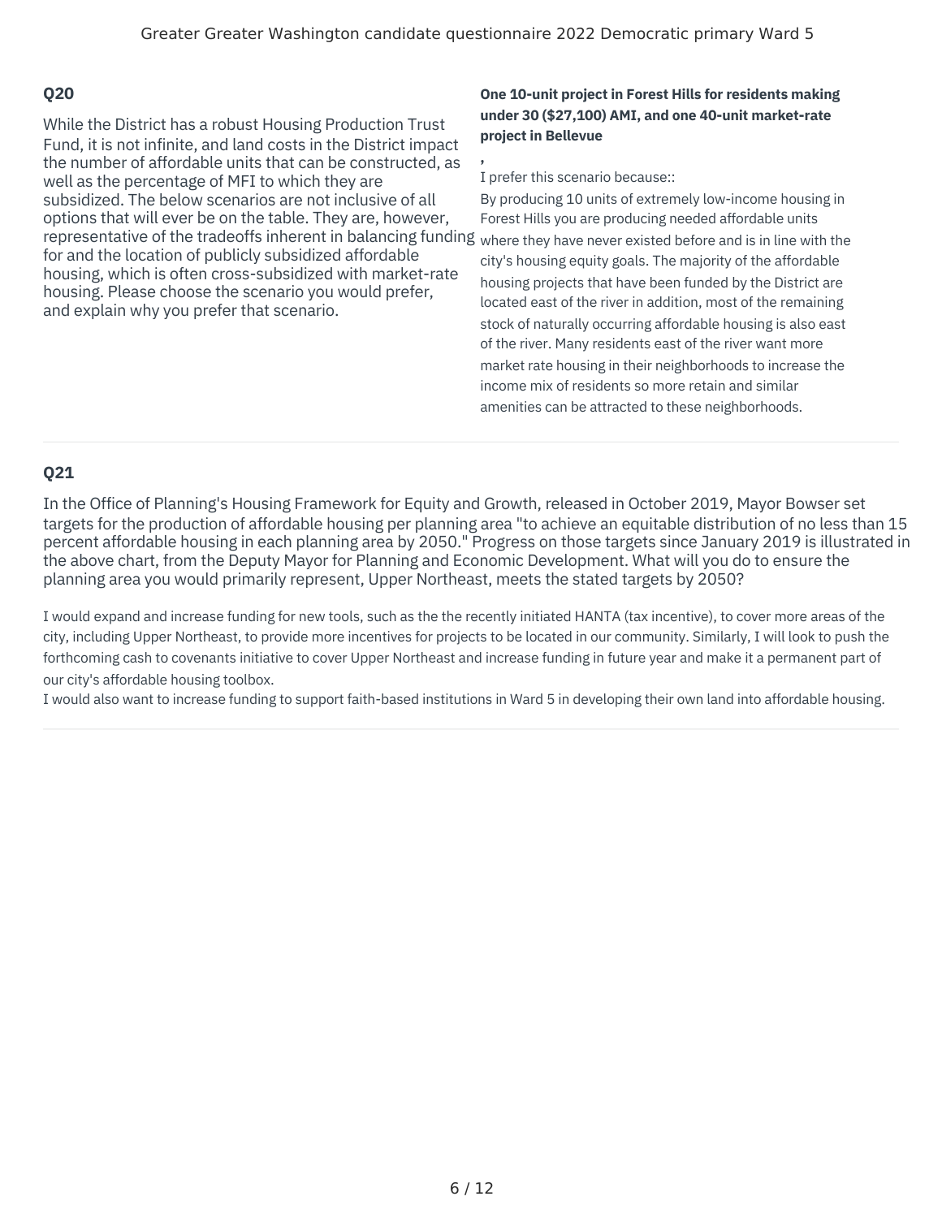## Q20

While the District has a robust Housing Production Trust Fund, it is not infinite, and land costs in the District impact the number of affordable units that can be constructed, as well as the percentage of MFI to which they are subsidized. The below scenarios are not inclusive of all options that will ever be on the table. They are, however, representative of the tradeoffs inherent in balancing funding for and the location of publicly subsidized affordable housing, which is often cross-subsidized with market-rate housing. Please choose the scenario you would prefer, and explain why you prefer that scenario.

**One 10-unit project in Forest Hills for residents making under 30 ($27,100) AMI, and one 40-unit market-rate project in Bellevue**

,

I prefer this scenario because::

By producing 10 units of extremely low-income housing in Forest Hills you are producing needed affordable units where they have never existed before and is in line with the city's housing equity goals. The majority of the affordable housing projects that have been funded by the District are located east of the river in addition, most of the remaining stock of naturally occurring affordable housing is also east of the river. Many residents east of the river want more market rate housing in their neighborhoods to increase the income mix of residents so more retain and similar amenities can be attracted to these neighborhoods.

## Q21

In the Office of Planning's Housing Framework for Equity and Growth, released in October 2019, Mayor Bowser set targets for the production of affordable housing per planning area "to achieve an equitable distribution of no less than 15 percent affordable housing in each planning area by 2050." Progress on those targets since January 2019 is illustrated in the above chart, from the Deputy Mayor for Planning and Economic Development. What will you do to ensure the planning area you would primarily represent, Upper Northeast, meets the stated targets by 2050?

I would expand and increase funding for new tools, such as the the recently initiated HANTA (tax incentive), to cover more areas of the city, including Upper Northeast, to provide more incentives for projects to be located in our community. Similarly, I will look to push the forthcoming cash to covenants initiative to cover Upper Northeast and increase funding in future year and make it a permanent part of our city's affordable housing toolbox.

I would also want to increase funding to support faith-based institutions in Ward 5 in developing their own land into affordable housing.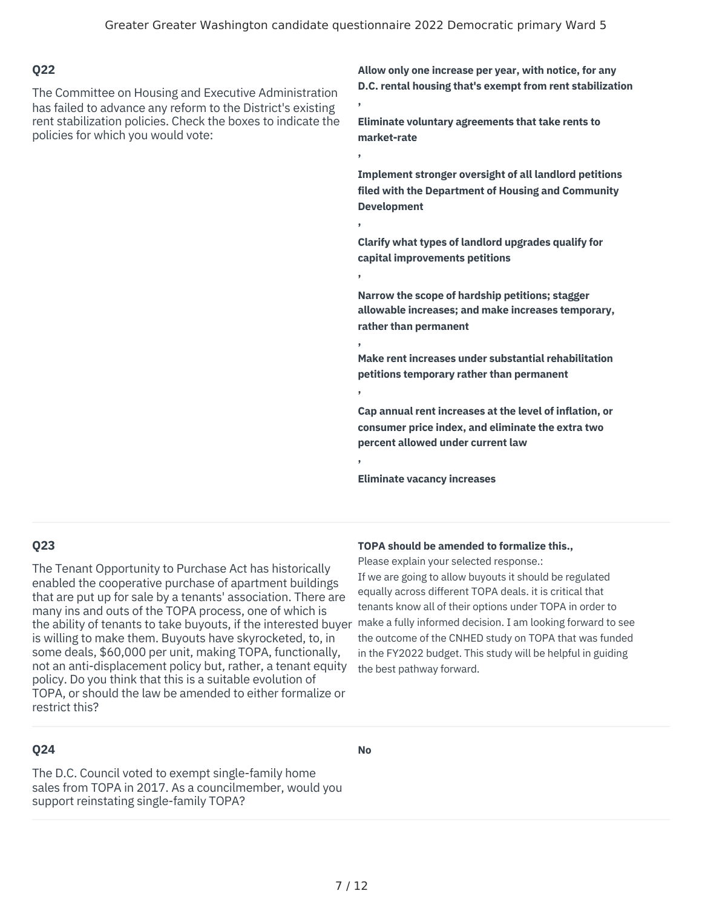## Q22

The Committee on Housing and Executive Administration has failed to advance any reform to the District's existing rent stabilization policies. Check the boxes to indicate the policies for which you would vote:

**Allow only one increase per year, with notice, for any D.C. rental housing that's exempt from rent stabilization**

**,**

**Eliminate voluntary agreements that take rents to market-rate**

**,**

**Implement stronger oversight of all landlord petitions filed with the Department of Housing and Community Development**

**,**

**Clarify what types of landlord upgrades qualify for capital improvements petitions**

**,**

**Narrow the scope of hardship petitions; stagger allowable increases; and make increases temporary, rather than permanent**

**,**

**Make rent increases under substantial rehabilitation petitions temporary rather than permanent**

**,**

**Cap annual rent increases at the level of inflation, or consumer price index, and eliminate the extra two percent allowed under current law**

**,**

**Eliminate vacancy increases**

## Q23

The Tenant Opportunity to Purchase Act has historically enabled the cooperative purchase of apartment buildings that are put up for sale by a tenants' association. There are many ins and outs of the TOPA process, one of which is the ability of tenants to take buyouts, if the interested buyer is willing to make them. Buyouts have skyrocketed, to, in some deals, $60,000 per unit, making TOPA, functionally, not an anti-displacement policy but, rather, a tenant equity policy. Do you think that this is a suitable evolution of TOPA, or should the law be amended to either formalize or restrict this?

**TOPA should be amended to formalize this.,**

Please explain your selected response.:

If we are going to allow buyouts it should be regulated equally across different TOPA deals. it is critical that tenants know all of their options under TOPA in order to make a fully informed decision. I am looking forward to see the outcome of the CNHED study on TOPA that was funded in the FY2022 budget. This study will be helpful in guiding the best pathway forward.

## Q24

The D.C. Council voted to exempt single-family home sales from TOPA in 2017. As a councilmember, would you support reinstating single-family TOPA?

**No**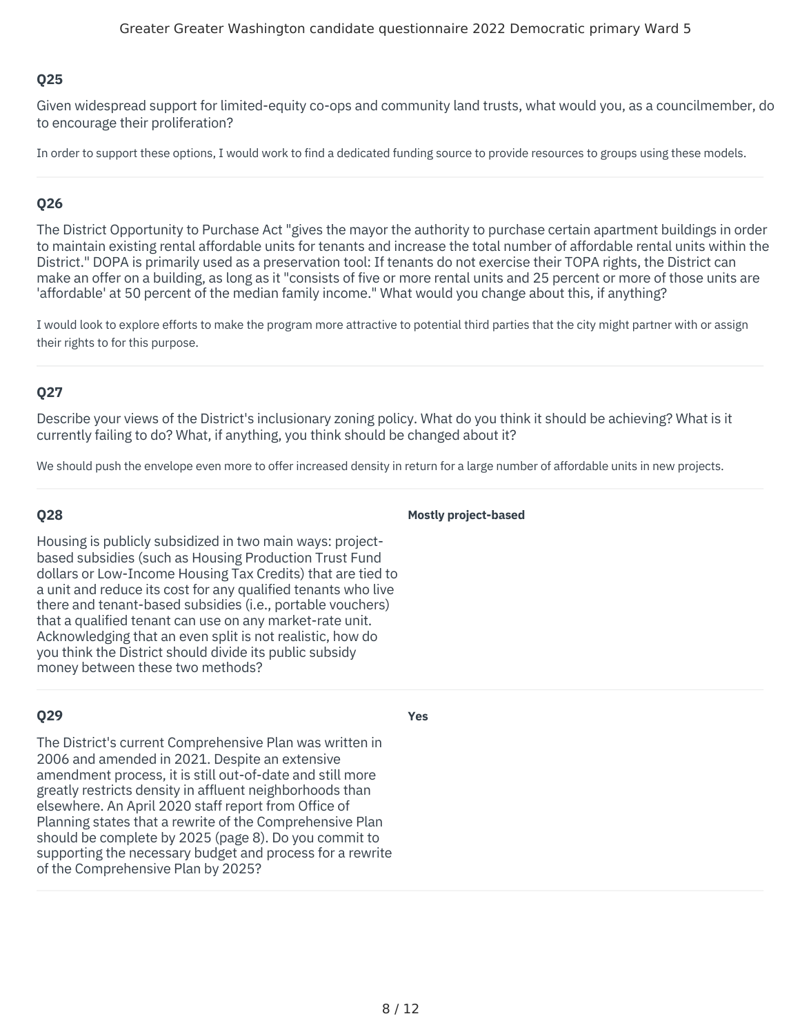### Q25

Given widespread support for limited-equity co-ops and community land trusts, what would you, as a councilmember, do to encourage their proliferation?

In order to support these options, I would work to find a dedicated funding source to provide resources to groups using these models.

---

### Q26

The District Opportunity to Purchase Act "gives the mayor the authority to purchase certain apartment buildings in order to maintain existing rental affordable units for tenants and increase the total number of affordable rental units within the District." DOPA is primarily used as a preservation tool: If tenants do not exercise their TOPA rights, the District can make an offer on a building, as long as it "consists of five or more rental units and 25 percent or more of those units are 'affordable' at 50 percent of the median family income." What would you change about this, if anything?

I would look to explore efforts to make the program more attractive to potential third parties that the city might partner with or assign their rights to for this purpose.

---

### Q27

Describe your views of the District's inclusionary zoning policy. What do you think it should be achieving? What is it currently failing to do? What, if anything, you think should be changed about it?

We should push the envelope even more to offer increased density in return for a large number of affordable units in new projects.

---

### Q28

Housing is publicly subsidized in two main ways: project-based subsidies (such as Housing Production Trust Fund dollars or Low-Income Housing Tax Credits) that are tied to a unit and reduce its cost for any qualified tenants who live there and tenant-based subsidies (i.e., portable vouchers) that a qualified tenant can use on any market-rate unit. Acknowledging that an even split is not realistic, how do you think the District should divide its public subsidy money between these two methods?

**Mostly project-based**

---

### Q29

The District's current Comprehensive Plan was written in 2006 and amended in 2021. Despite an extensive amendment process, it is still out-of-date and still more greatly restricts density in affluent neighborhoods than elsewhere. An April 2020 staff report from Office of Planning states that a rewrite of the Comprehensive Plan should be complete by 2025 (page 8). Do you commit to supporting the necessary budget and process for a rewrite of the Comprehensive Plan by 2025?

**Yes**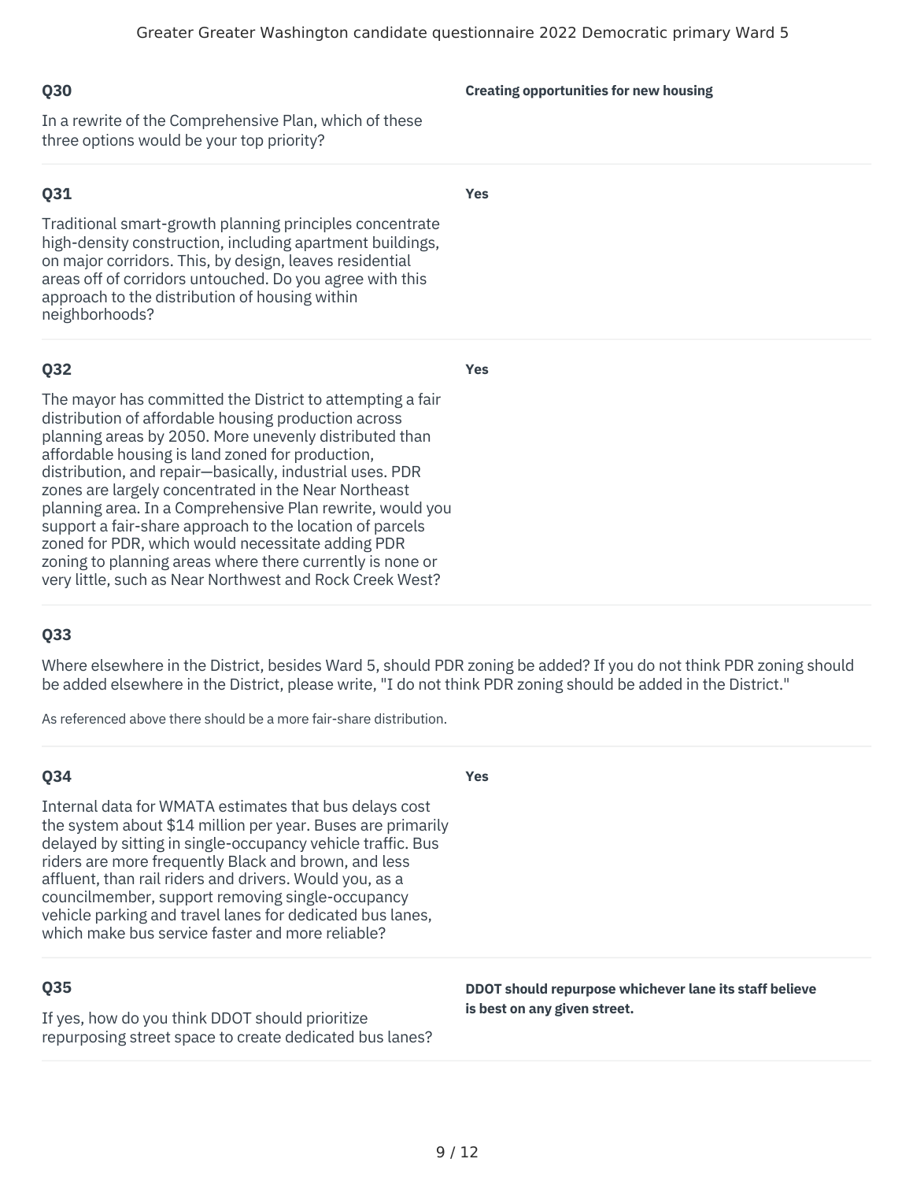### Q30

In a rewrite of the Comprehensive Plan, which of these three options would be your top priority?

**Creating opportunities for new housing**

### Q31

Traditional smart-growth planning principles concentrate high-density construction, including apartment buildings, on major corridors. This, by design, leaves residential areas off of corridors untouched. Do you agree with this approach to the distribution of housing within neighborhoods?

**Yes**

### Q32

The mayor has committed the District to attempting a fair distribution of affordable housing production across planning areas by 2050. More unevenly distributed than affordable housing is land zoned for production, distribution, and repair—basically, industrial uses. PDR zones are largely concentrated in the Near Northeast planning area. In a Comprehensive Plan rewrite, would you support a fair-share approach to the location of parcels zoned for PDR, which would necessitate adding PDR zoning to planning areas where there currently is none or very little, such as Near Northwest and Rock Creek West?

**Yes**

### Q33

Where elsewhere in the District, besides Ward 5, should PDR zoning be added? If you do not think PDR zoning should be added elsewhere in the District, please write, "I do not think PDR zoning should be added in the District."

As referenced above there should be a more fair-share distribution.

### Q34

Internal data for WMATA estimates that bus delays cost the system about $14 million per year. Buses are primarily delayed by sitting in single-occupancy vehicle traffic. Bus riders are more frequently Black and brown, and less affluent, than rail riders and drivers. Would you, as a councilmember, support removing single-occupancy vehicle parking and travel lanes for dedicated bus lanes, which make bus service faster and more reliable?

**Yes**

### Q35

If yes, how do you think DDOT should prioritize repurposing street space to create dedicated bus lanes?

**DDOT should repurpose whichever lane its staff believe is best on any given street.**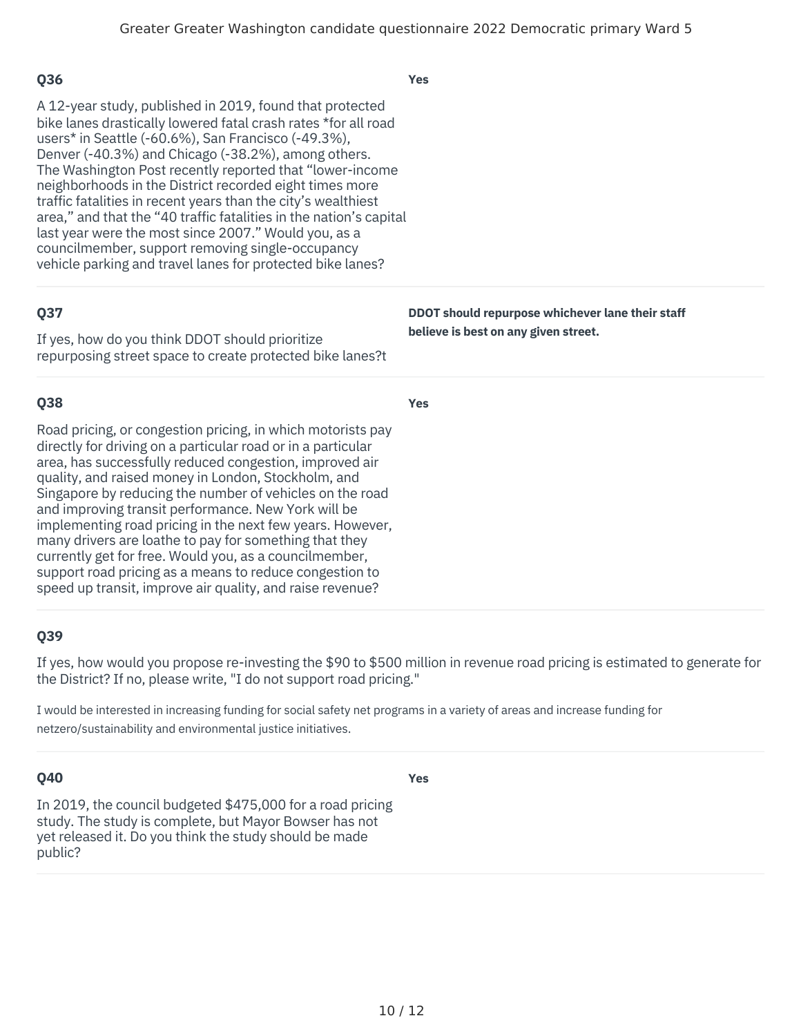### Q36

A 12-year study, published in 2019, found that protected bike lanes drastically lowered fatal crash rates *for all road users* in Seattle (-60.6%), San Francisco (-49.3%), Denver (-40.3%) and Chicago (-38.2%), among others. The Washington Post recently reported that “lower-income neighborhoods in the District recorded eight times more traffic fatalities in recent years than the city’s wealthiest area,” and that the “40 traffic fatalities in the nation’s capital last year were the most since 2007.” Would you, as a councilmember, support removing single-occupancy vehicle parking and travel lanes for protected bike lanes?

**Yes**

### Q37

If yes, how do you think DDOT should prioritize repurposing street space to create protected bike lanes?t

**DDOT should repurpose whichever lane their staff believe is best on any given street.**

### Q38

Road pricing, or congestion pricing, in which motorists pay directly for driving on a particular road or in a particular area, has successfully reduced congestion, improved air quality, and raised money in London, Stockholm, and Singapore by reducing the number of vehicles on the road and improving transit performance. New York will be implementing road pricing in the next few years. However, many drivers are loathe to pay for something that they currently get for free. Would you, as a councilmember, support road pricing as a means to reduce congestion to speed up transit, improve air quality, and raise revenue?

**Yes**

### Q39

If yes, how would you propose re-investing the $90 to $500 million in revenue road pricing is estimated to generate for the District? If no, please write, "I do not support road pricing."

I would be interested in increasing funding for social safety net programs in a variety of areas and increase funding for netzero/sustainability and environmental justice initiatives.

### Q40

In 2019, the council budgeted $475,000 for a road pricing study. The study is complete, but Mayor Bowser has not yet released it. Do you think the study should be made public?

**Yes**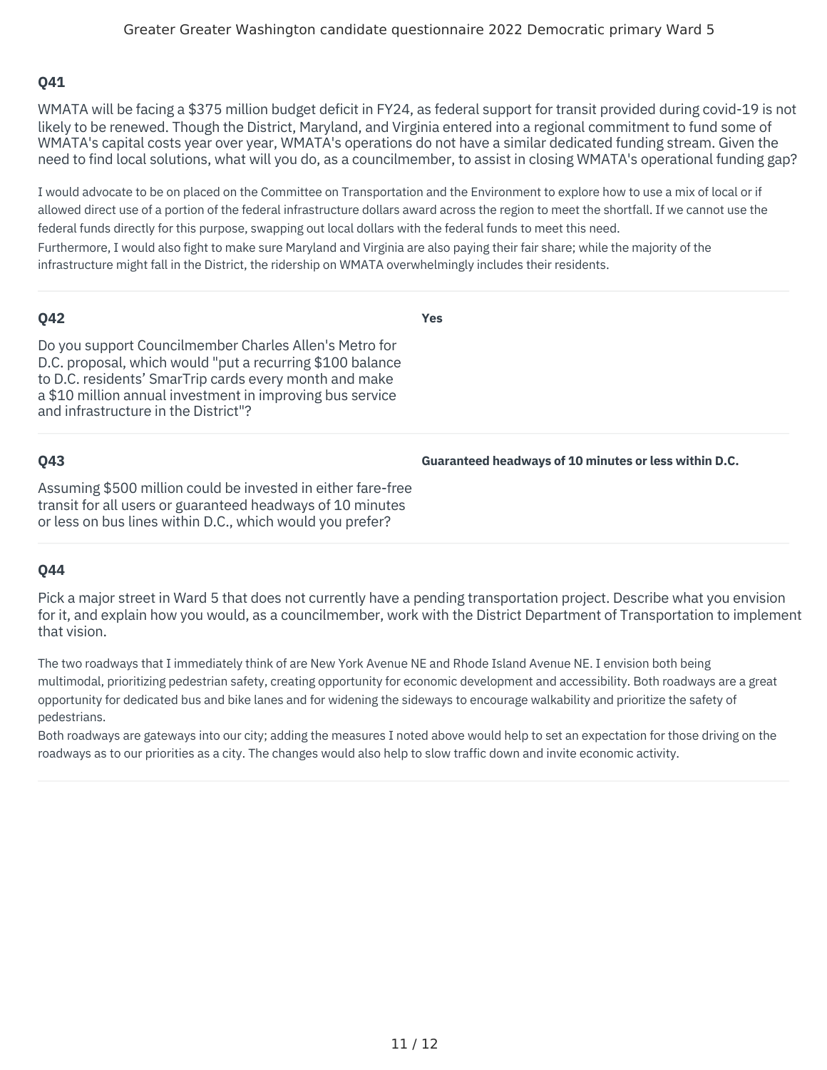### Q41

WMATA will be facing a $375 million budget deficit in FY24, as federal support for transit provided during covid-19 is not likely to be renewed. Though the District, Maryland, and Virginia entered into a regional commitment to fund some of WMATA's capital costs year over year, WMATA's operations do not have a similar dedicated funding stream. Given the need to find local solutions, what will you do, as a councilmember, to assist in closing WMATA's operational funding gap?

I would advocate to be on placed on the Committee on Transportation and the Environment to explore how to use a mix of local or if allowed direct use of a portion of the federal infrastructure dollars award across the region to meet the shortfall. If we cannot use the federal funds directly for this purpose, swapping out local dollars with the federal funds to meet this need.
Furthermore, I would also fight to make sure Maryland and Virginia are also paying their fair share; while the majority of the infrastructure might fall in the District, the ridership on WMATA overwhelmingly includes their residents.

---

### Q42

Do you support Councilmember Charles Allen's Metro for D.C. proposal, which would "put a recurring $100 balance to D.C. residents' SmarTrip cards every month and make a $10 million annual investment in improving bus service and infrastructure in the District"?

**Yes**

---

### Q43

Assuming $500 million could be invested in either fare-free transit for all users or guaranteed headways of 10 minutes or less on bus lines within D.C., which would you prefer?

**Guaranteed headways of 10 minutes or less within D.C.**

---

### Q44

Pick a major street in Ward 5 that does not currently have a pending transportation project. Describe what you envision for it, and explain how you would, as a councilmember, work with the District Department of Transportation to implement that vision.

The two roadways that I immediately think of are New York Avenue NE and Rhode Island Avenue NE. I envision both being multimodal, prioritizing pedestrian safety, creating opportunity for economic development and accessibility. Both roadways are a great opportunity for dedicated bus and bike lanes and for widening the sideways to encourage walkability and prioritize the safety of pedestrians.
Both roadways are gateways into our city; adding the measures I noted above would help to set an expectation for those driving on the roadways as to our priorities as a city. The changes would also help to slow traffic down and invite economic activity.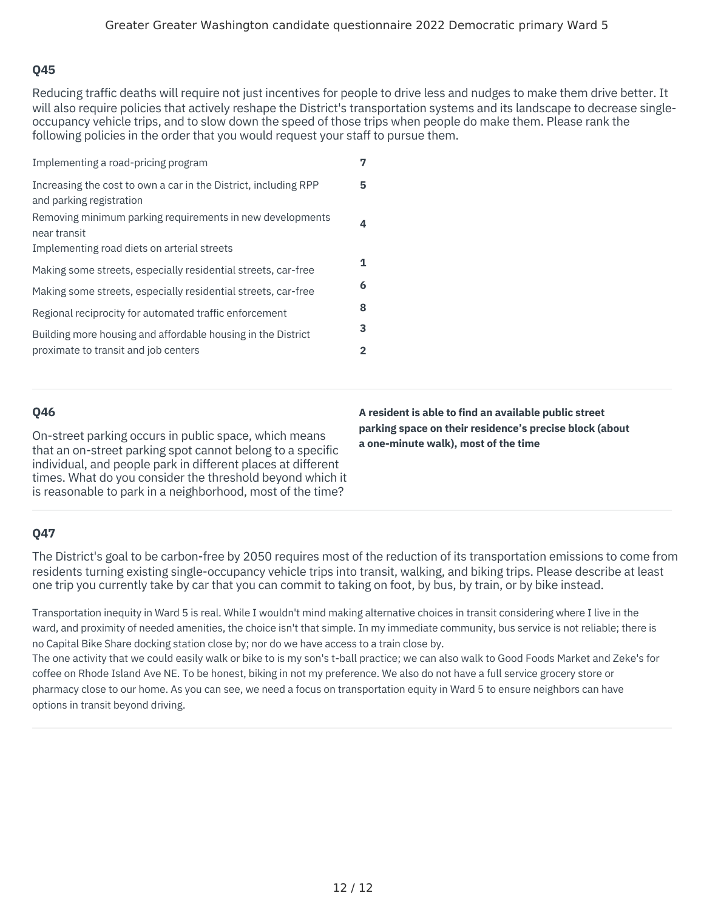### Q45

Reducing traffic deaths will require not just incentives for people to drive less and nudges to make them drive better. It will also require policies that actively reshape the District's transportation systems and its landscape to decrease single-occupancy vehicle trips, and to slow down the speed of those trips when people do make them. Please rank the following policies in the order that you would request your staff to pursue them.

| | |
|---|---|
| Implementing a road-pricing program | **7** |
| Increasing the cost to own a car in the District, including RPP and parking registration | **5** |
| Removing minimum parking requirements in new developments near transit | **4** |
| Implementing road diets on arterial streets | **1** |
| Making some streets, especially residential streets, car-free | **6** |
| Making some streets, especially residential streets, car-free | **8** |
| Regional reciprocity for automated traffic enforcement | **3** |
| Building more housing and affordable housing in the District proximate to transit and job centers | **2** |

### Q46

On-street parking occurs in public space, which means that an on-street parking spot cannot belong to a specific individual, and people park in different places at different times. What do you consider the threshold beyond which it is reasonable to park in a neighborhood, most of the time?

**A resident is able to find an available public street parking space on their residence's precise block (about a one-minute walk), most of the time**

### Q47

The District's goal to be carbon-free by 2050 requires most of the reduction of its transportation emissions to come from residents turning existing single-occupancy vehicle trips into transit, walking, and biking trips. Please describe at least one trip you currently take by car that you can commit to taking on foot, by bus, by train, or by bike instead.

Transportation inequity in Ward 5 is real. While I wouldn't mind making alternative choices in transit considering where I live in the ward, and proximity of needed amenities, the choice isn't that simple. In my immediate community, bus service is not reliable; there is no Capital Bike Share docking station close by; nor do we have access to a train close by.
The one activity that we could easily walk or bike to is my son's t-ball practice; we can also walk to Good Foods Market and Zeke's for coffee on Rhode Island Ave NE. To be honest, biking in not my preference. We also do not have a full service grocery store or pharmacy close to our home. As you can see, we need a focus on transportation equity in Ward 5 to ensure neighbors can have options in transit beyond driving.